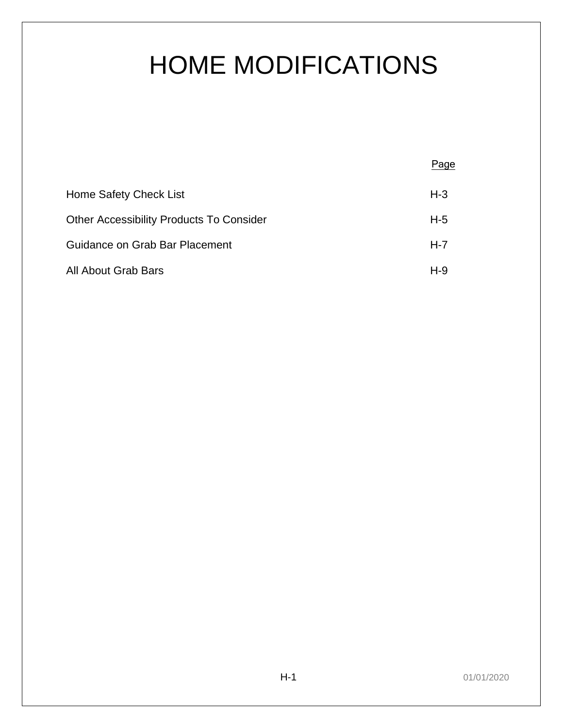# HOME MODIFICATIONS

| | Page |
|---|---|
| Home Safety Check List | H-3 |
| Other Accessibility Products To Consider | H-5 |
| Guidance on Grab Bar Placement | H-7 |
| All About Grab Bars | H-9 |

01/01/2020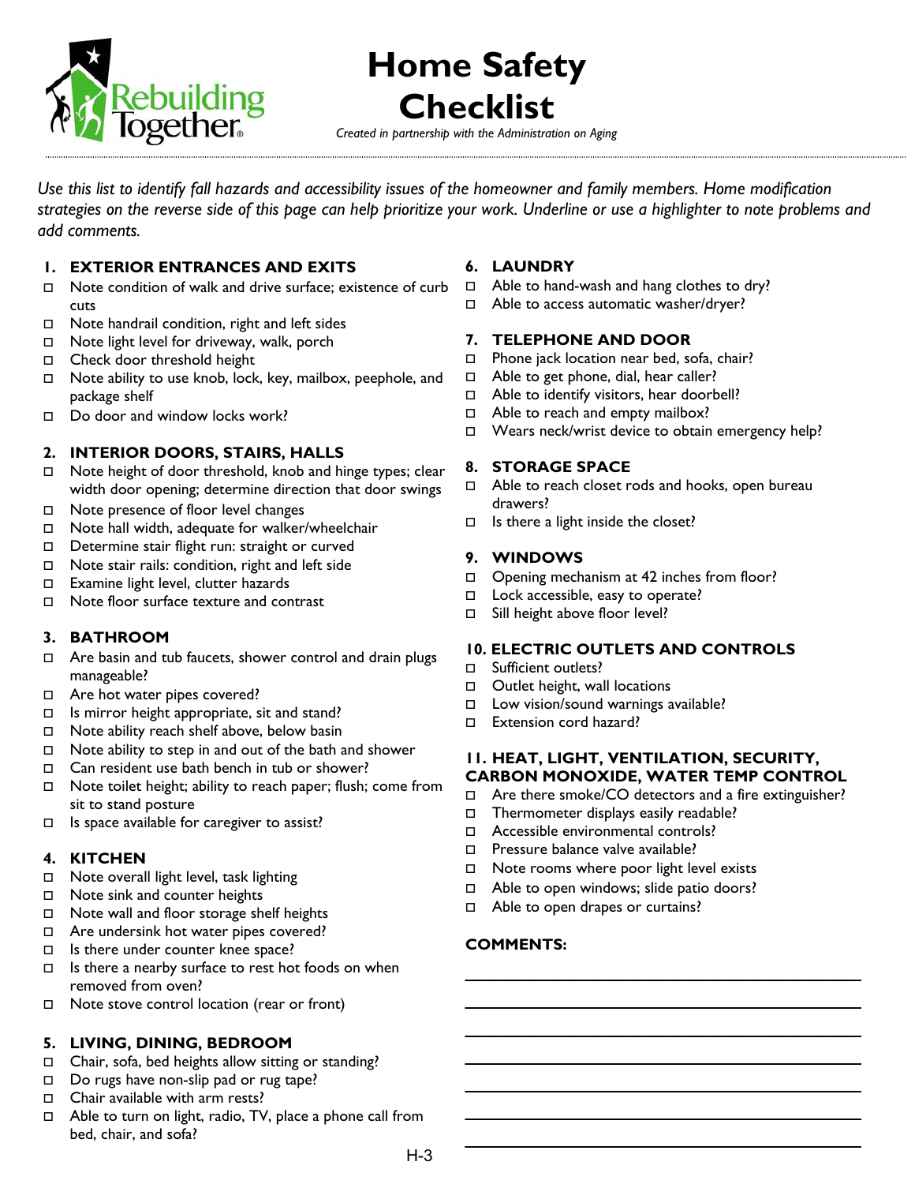# Home Safety Checklist

*Created in partnership with the Administration on Aging*

*Use this list to identify fall hazards and accessibility issues of the homeowner and family members. Home modification strategies on the reverse side of this page can help prioritize your work. Underline or use a highlighter to note problems and add comments.*

## 1. EXTERIOR ENTRANCES AND EXITS

- ☐ Note condition of walk and drive surface; existence of curb cuts
- ☐ Note handrail condition, right and left sides
- ☐ Note light level for driveway, walk, porch
- ☐ Check door threshold height
- ☐ Note ability to use knob, lock, key, mailbox, peephole, and package shelf
- ☐ Do door and window locks work?

## 2. INTERIOR DOORS, STAIRS, HALLS

- ☐ Note height of door threshold, knob and hinge types; clear width door opening; determine direction that door swings
- ☐ Note presence of floor level changes
- ☐ Note hall width, adequate for walker/wheelchair
- ☐ Determine stair flight run: straight or curved
- ☐ Note stair rails: condition, right and left side
- ☐ Examine light level, clutter hazards
- ☐ Note floor surface texture and contrast

## 3. BATHROOM

- ☐ Are basin and tub faucets, shower control and drain plugs manageable?
- ☐ Are hot water pipes covered?
- ☐ Is mirror height appropriate, sit and stand?
- ☐ Note ability reach shelf above, below basin
- ☐ Note ability to step in and out of the bath and shower
- ☐ Can resident use bath bench in tub or shower?
- ☐ Note toilet height; ability to reach paper; flush; come from sit to stand posture
- ☐ Is space available for caregiver to assist?

## 4. KITCHEN

- ☐ Note overall light level, task lighting
- ☐ Note sink and counter heights
- ☐ Note wall and floor storage shelf heights
- ☐ Are undersink hot water pipes covered?
- ☐ Is there under counter knee space?
- ☐ Is there a nearby surface to rest hot foods on when removed from oven?
- ☐ Note stove control location (rear or front)

## 5. LIVING, DINING, BEDROOM

- ☐ Chair, sofa, bed heights allow sitting or standing?
- ☐ Do rugs have non-slip pad or rug tape?
- ☐ Chair available with arm rests?
- ☐ Able to turn on light, radio, TV, place a phone call from bed, chair, and sofa?

## 6. LAUNDRY

- ☐ Able to hand-wash and hang clothes to dry?
- ☐ Able to access automatic washer/dryer?

## 7. TELEPHONE AND DOOR

- ☐ Phone jack location near bed, sofa, chair?
- ☐ Able to get phone, dial, hear caller?
- ☐ Able to identify visitors, hear doorbell?
- ☐ Able to reach and empty mailbox?
- ☐ Wears neck/wrist device to obtain emergency help?

## 8. STORAGE SPACE

- ☐ Able to reach closet rods and hooks, open bureau drawers?
- ☐ Is there a light inside the closet?

## 9. WINDOWS

- ☐ Opening mechanism at 42 inches from floor?
- ☐ Lock accessible, easy to operate?
- ☐ Sill height above floor level?

## 10. ELECTRIC OUTLETS AND CONTROLS

- ☐ Sufficient outlets?
- ☐ Outlet height, wall locations
- ☐ Low vision/sound warnings available?
- ☐ Extension cord hazard?

## 11. HEAT, LIGHT, VENTILATION, SECURITY, CARBON MONOXIDE, WATER TEMP CONTROL

- ☐ Are there smoke/CO detectors and a fire extinguisher?
- ☐ Thermometer displays easily readable?
- ☐ Accessible environmental controls?
- ☐ Pressure balance valve available?
- ☐ Note rooms where poor light level exists
- ☐ Able to open windows; slide patio doors?
- ☐ Able to open drapes or curtains?

**COMMENTS:**

______________________________

______________________________

______________________________

______________________________

______________________________

______________________________

______________________________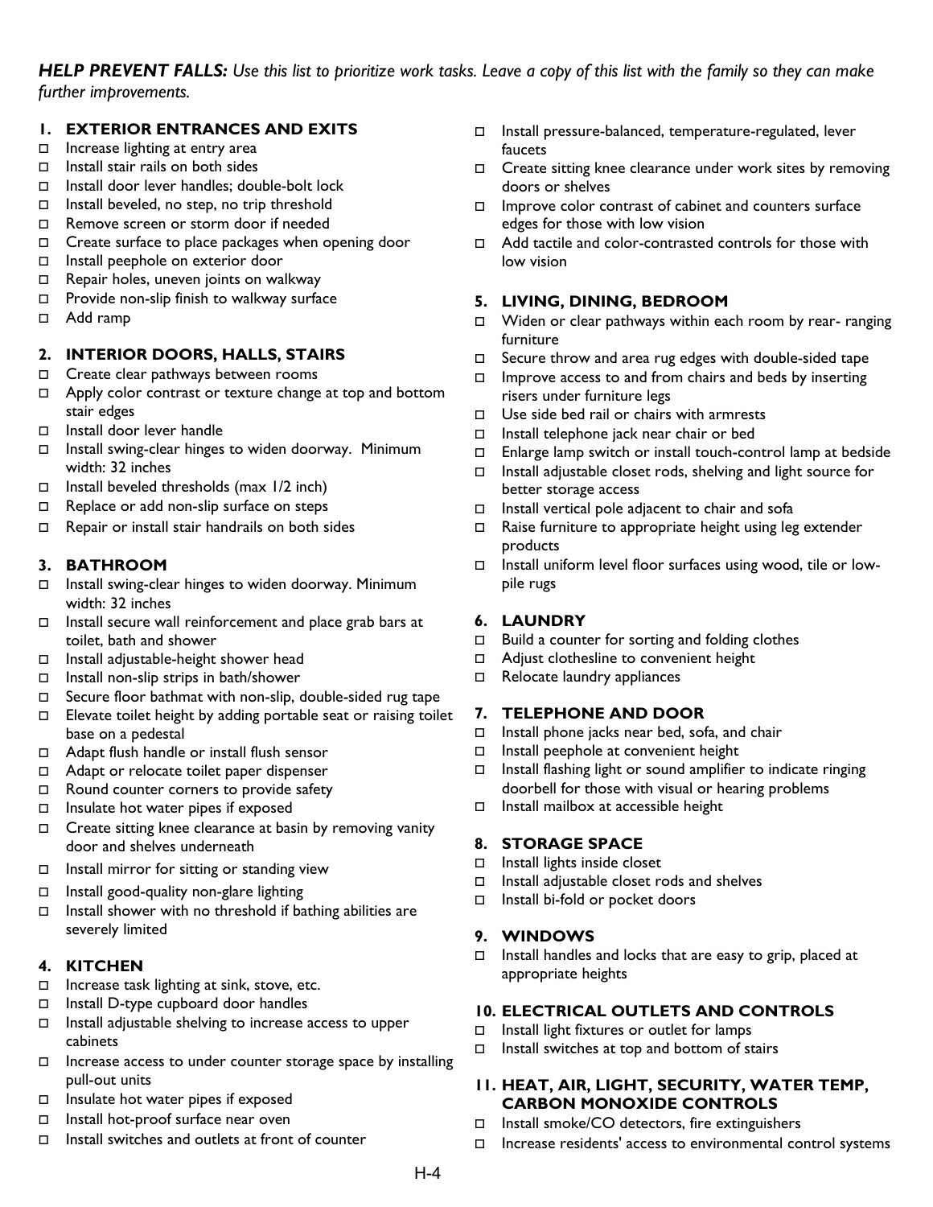***HELP PREVENT FALLS:*** *Use this list to prioritize work tasks. Leave a copy of this list with the family so they can make further improvements.*

## 1. EXTERIOR ENTRANCES AND EXITS

- ☐ Increase lighting at entry area
- ☐ Install stair rails on both sides
- ☐ Install door lever handles; double-bolt lock
- ☐ Install beveled, no step, no trip threshold
- ☐ Remove screen or storm door if needed
- ☐ Create surface to place packages when opening door
- ☐ Install peephole on exterior door
- ☐ Repair holes, uneven joints on walkway
- ☐ Provide non-slip finish to walkway surface
- ☐ Add ramp

## 2. INTERIOR DOORS, HALLS, STAIRS

- ☐ Create clear pathways between rooms
- ☐ Apply color contrast or texture change at top and bottom stair edges
- ☐ Install door lever handle
- ☐ Install swing-clear hinges to widen doorway. Minimum width: 32 inches
- ☐ Install beveled thresholds (max 1/2 inch)
- ☐ Replace or add non-slip surface on steps
- ☐ Repair or install stair handrails on both sides

## 3. BATHROOM

- ☐ Install swing-clear hinges to widen doorway. Minimum width: 32 inches
- ☐ Install secure wall reinforcement and place grab bars at toilet, bath and shower
- ☐ Install adjustable-height shower head
- ☐ Install non-slip strips in bath/shower
- ☐ Secure floor bathmat with non-slip, double-sided rug tape
- ☐ Elevate toilet height by adding portable seat or raising toilet base on a pedestal
- ☐ Adapt flush handle or install flush sensor
- ☐ Adapt or relocate toilet paper dispenser
- ☐ Round counter corners to provide safety
- ☐ Insulate hot water pipes if exposed
- ☐ Create sitting knee clearance at basin by removing vanity door and shelves underneath
- ☐ Install mirror for sitting or standing view
- ☐ Install good-quality non-glare lighting
- ☐ Install shower with no threshold if bathing abilities are severely limited

## 4. KITCHEN

- ☐ Increase task lighting at sink, stove, etc.
- ☐ Install D-type cupboard door handles
- ☐ Install adjustable shelving to increase access to upper cabinets
- ☐ Increase access to under counter storage space by installing pull-out units
- ☐ Insulate hot water pipes if exposed
- ☐ Install hot-proof surface near oven
- ☐ Install switches and outlets at front of counter
- ☐ Install pressure-balanced, temperature-regulated, lever faucets
- ☐ Create sitting knee clearance under work sites by removing doors or shelves
- ☐ Improve color contrast of cabinet and counters surface edges for those with low vision
- ☐ Add tactile and color-contrasted controls for those with low vision

## 5. LIVING, DINING, BEDROOM

- ☐ Widen or clear pathways within each room by rear- ranging furniture
- ☐ Secure throw and area rug edges with double-sided tape
- ☐ Improve access to and from chairs and beds by inserting risers under furniture legs
- ☐ Use side bed rail or chairs with armrests
- ☐ Install telephone jack near chair or bed
- ☐ Enlarge lamp switch or install touch-control lamp at bedside
- ☐ Install adjustable closet rods, shelving and light source for better storage access
- ☐ Install vertical pole adjacent to chair and sofa
- ☐ Raise furniture to appropriate height using leg extender products
- ☐ Install uniform level floor surfaces using wood, tile or low-pile rugs

## 6. LAUNDRY

- ☐ Build a counter for sorting and folding clothes
- ☐ Adjust clothesline to convenient height
- ☐ Relocate laundry appliances

## 7. TELEPHONE AND DOOR

- ☐ Install phone jacks near bed, sofa, and chair
- ☐ Install peephole at convenient height
- ☐ Install flashing light or sound amplifier to indicate ringing doorbell for those with visual or hearing problems
- ☐ Install mailbox at accessible height

## 8. STORAGE SPACE

- ☐ Install lights inside closet
- ☐ Install adjustable closet rods and shelves
- ☐ Install bi-fold or pocket doors

## 9. WINDOWS

- ☐ Install handles and locks that are easy to grip, placed at appropriate heights

## 10. ELECTRICAL OUTLETS AND CONTROLS

- ☐ Install light fixtures or outlet for lamps
- ☐ Install switches at top and bottom of stairs

## 11. HEAT, AIR, LIGHT, SECURITY, WATER TEMP, CARBON MONOXIDE CONTROLS

- ☐ Install smoke/CO detectors, fire extinguishers
- ☐ Increase residents' access to environmental control systems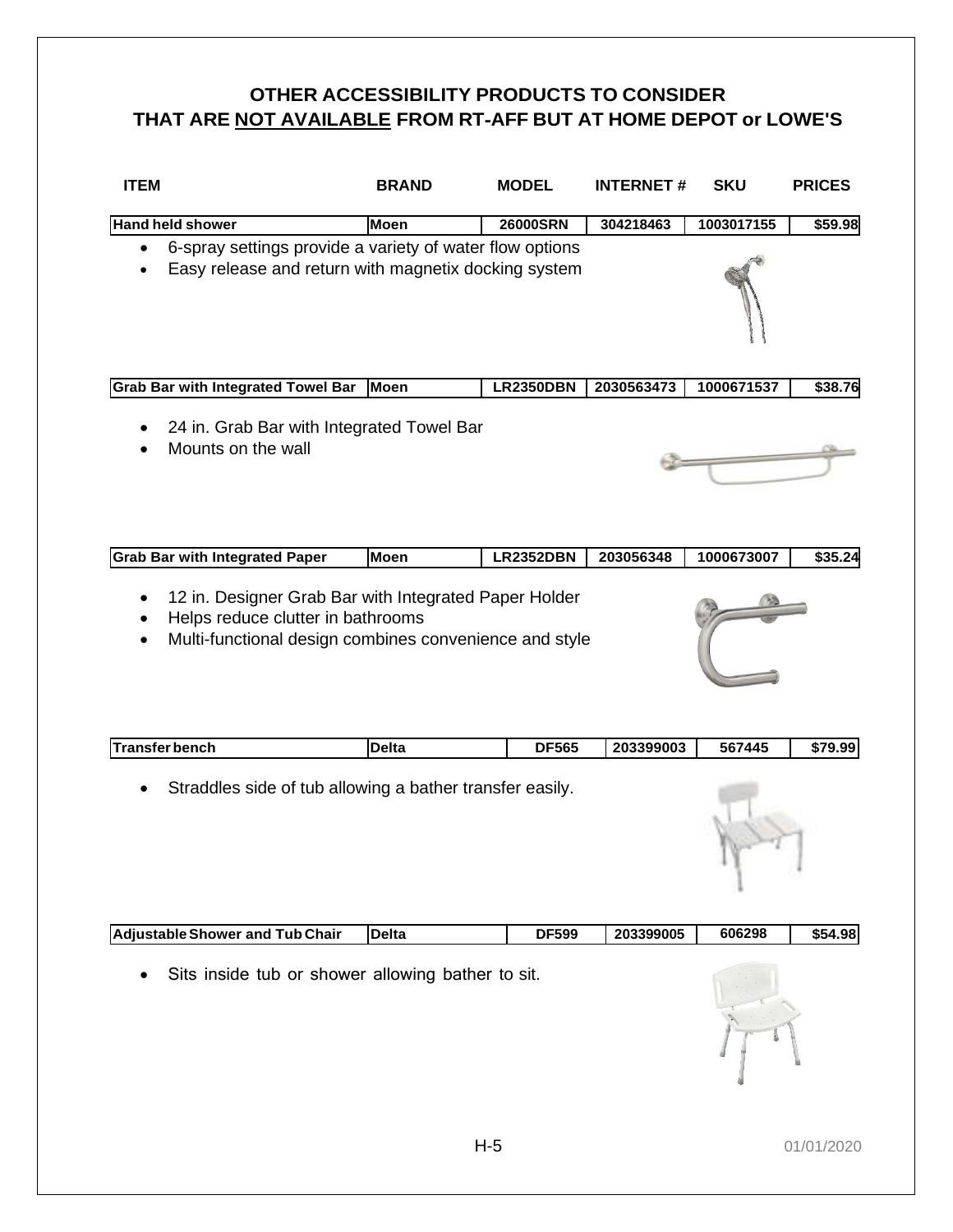# OTHER ACCESSIBILITY PRODUCTS TO CONSIDER THAT ARE NOT AVAILABLE FROM RT-AFF BUT AT HOME DEPOT or LOWE'S

| ITEM | BRAND | MODEL | INTERNET # | SKU | PRICES |
|---|---|---|---|---|---|
| **Hand held shower** | **Moen** | **26000SRN** | **304218463** | **1003017155** | **$59.98** |

- 6-spray settings provide a variety of water flow options
- Easy release and return with magnetix docking system

| ITEM | BRAND | MODEL | INTERNET # | SKU | PRICES |
|---|---|---|---|---|---|
| **Grab Bar with Integrated Towel Bar** | **Moen** | **LR2350DBN** | **2030563473** | **1000671537** | **$38.76** |

- 24 in. Grab Bar with Integrated Towel Bar
- Mounts on the wall

| ITEM | BRAND | MODEL | INTERNET # | SKU | PRICES |
|---|---|---|---|---|---|
| **Grab Bar with Integrated Paper** | **Moen** | **LR2352DBN** | **203056348** | **1000673007** | **$35.24** |

- 12 in. Designer Grab Bar with Integrated Paper Holder
- Helps reduce clutter in bathrooms
- Multi-functional design combines convenience and style

| ITEM | BRAND | MODEL | INTERNET # | SKU | PRICES |
|---|---|---|---|---|---|
| **Transfer bench** | **Delta** | **DF565** | **203399003** | **567445** | **$79.99** |

- Straddles side of tub allowing a bather transfer easily.

| ITEM | BRAND | MODEL | INTERNET # | SKU | PRICES |
|---|---|---|---|---|---|
| **Adjustable Shower and Tub Chair** | **Delta** | **DF599** | **203399005** | **606298** | **$54.98** |

- Sits inside tub or shower allowing bather to sit.

H-5

01/01/2020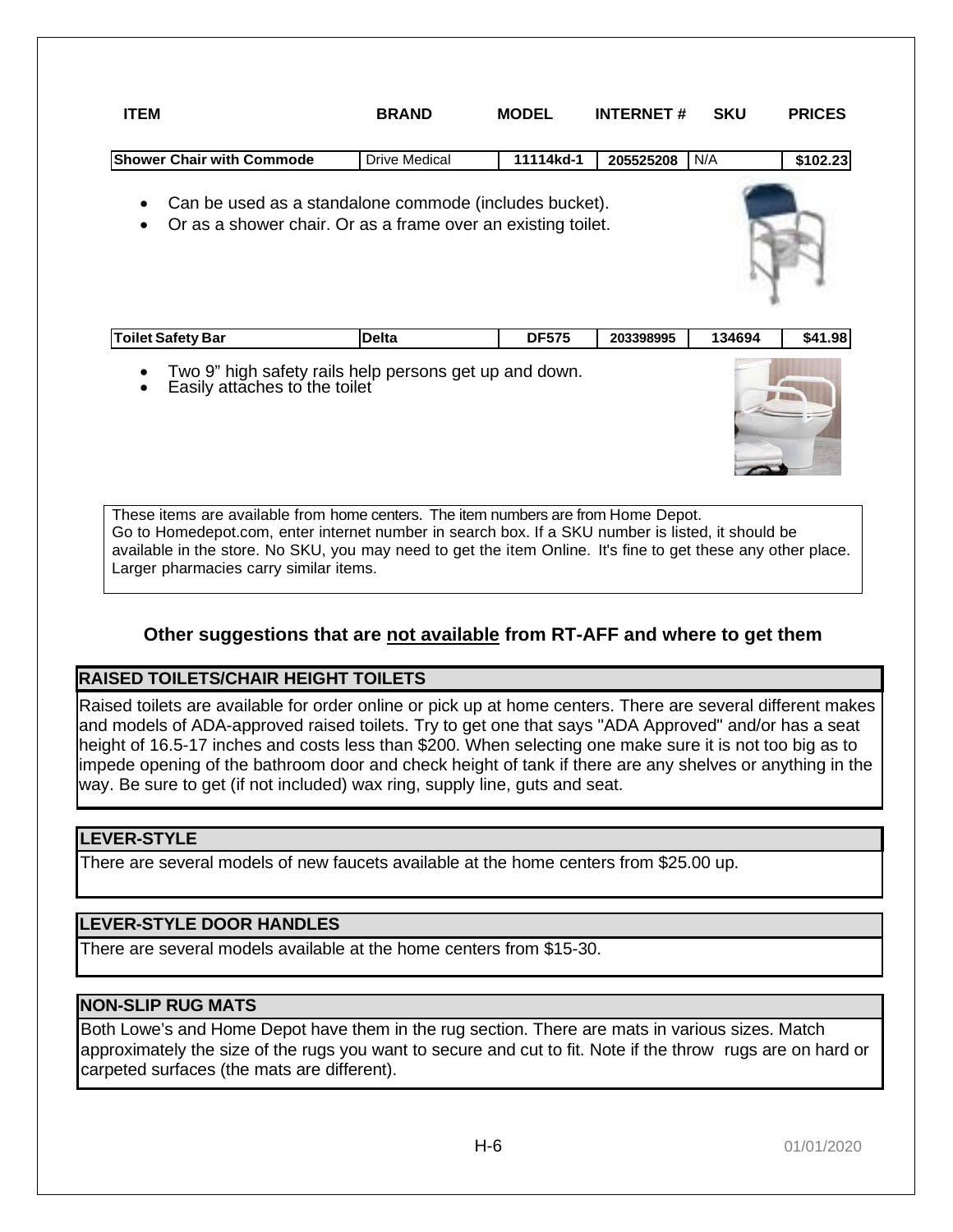| ITEM | BRAND | MODEL | INTERNET # | SKU | PRICES |
|---|---|---|---|---|---|
| **Shower Chair with Commode** | Drive Medical | **11114kd-1** | **205525208** | N/A | **$102.23** |

- Can be used as a standalone commode (includes bucket).
- Or as a shower chair. Or as a frame over an existing toilet.

| ITEM | BRAND | MODEL | INTERNET # | SKU | PRICES |
|---|---|---|---|---|---|
| **Toilet Safety Bar** | **Delta** | **DF575** | **203398995** | **134694** | **$41.98** |

- Two 9" high safety rails help persons get up and down.
- Easily attaches to the toilet

These items are available from home centers. The item numbers are from Home Depot. Go to Homedepot.com, enter internet number in search box. If a SKU number is listed, it should be available in the store. No SKU, you may need to get the item Online. It's fine to get these any other place. Larger pharmacies carry similar items.

## Other suggestions that are <u>not available</u> from RT-AFF and where to get them

### RAISED TOILETS/CHAIR HEIGHT TOILETS

Raised toilets are available for order online or pick up at home centers. There are several different makes and models of ADA-approved raised toilets. Try to get one that says "ADA Approved" and/or has a seat height of 16.5-17 inches and costs less than $200. When selecting one make sure it is not too big as to impede opening of the bathroom door and check height of tank if there are any shelves or anything in the way. Be sure to get (if not included) wax ring, supply line, guts and seat.

### LEVER-STYLE

There are several models of new faucets available at the home centers from $25.00 up.

### LEVER-STYLE DOOR HANDLES

There are several models available at the home centers from $15-30.

### NON-SLIP RUG MATS

Both Lowe's and Home Depot have them in the rug section. There are mats in various sizes. Match approximately the size of the rugs you want to secure and cut to fit. Note if the throw rugs are on hard or carpeted surfaces (the mats are different).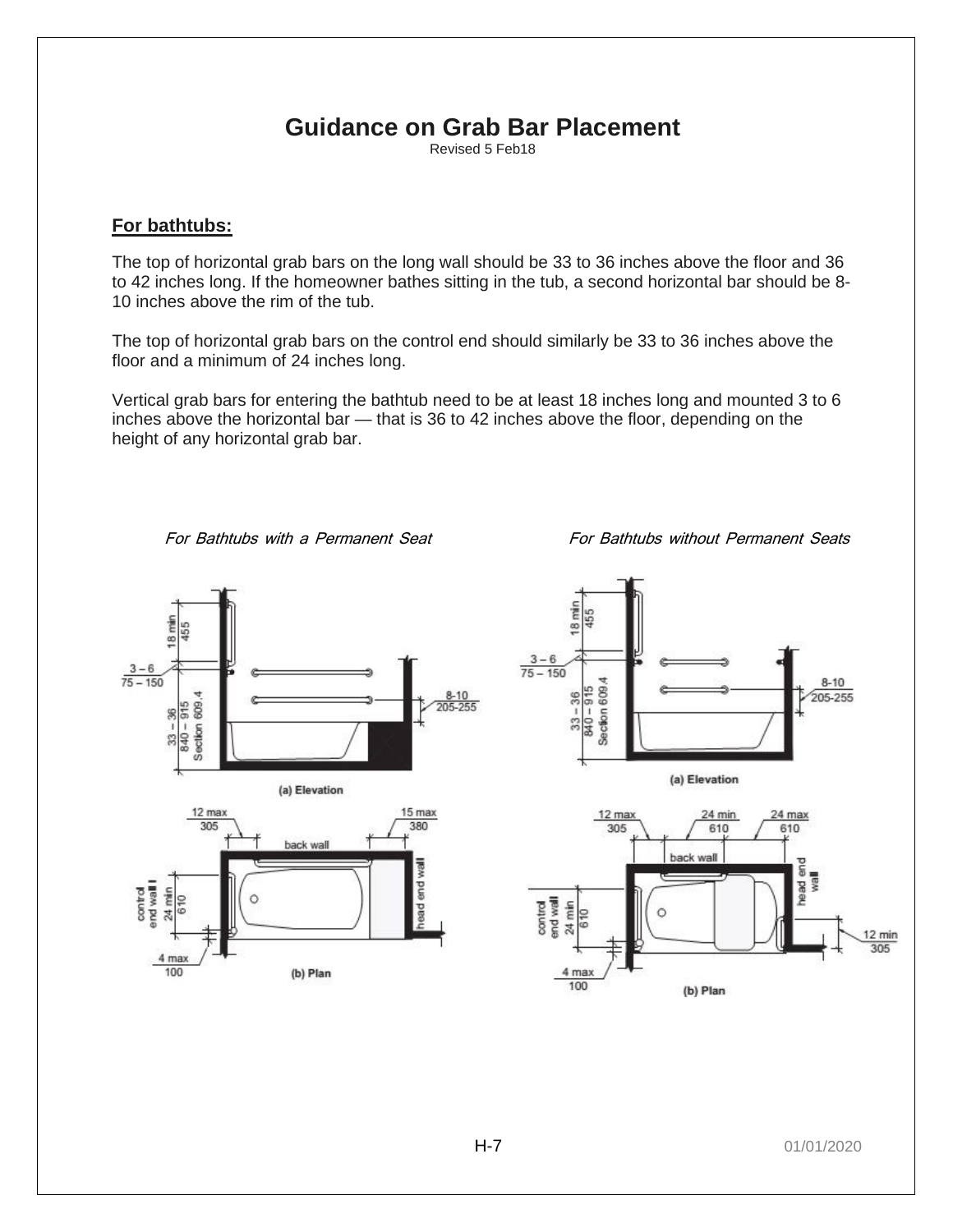# Guidance on Grab Bar Placement

Revised 5 Feb18

## For bathtubs:

The top of horizontal grab bars on the long wall should be 33 to 36 inches above the floor and 36 to 42 inches long. If the homeowner bathes sitting in the tub, a second horizontal bar should be 8-10 inches above the rim of the tub.

The top of horizontal grab bars on the control end should similarly be 33 to 36 inches above the floor and a minimum of 24 inches long.

Vertical grab bars for entering the bathtub need to be at least 18 inches long and mounted 3 to 6 inches above the horizontal bar — that is 36 to 42 inches above the floor, depending on the height of any horizontal grab bar.

*For Bathtubs with a Permanent Seat*

(a) Elevation

(b) Plan

*For Bathtubs without Permanent Seats*

(a) Elevation

(b) Plan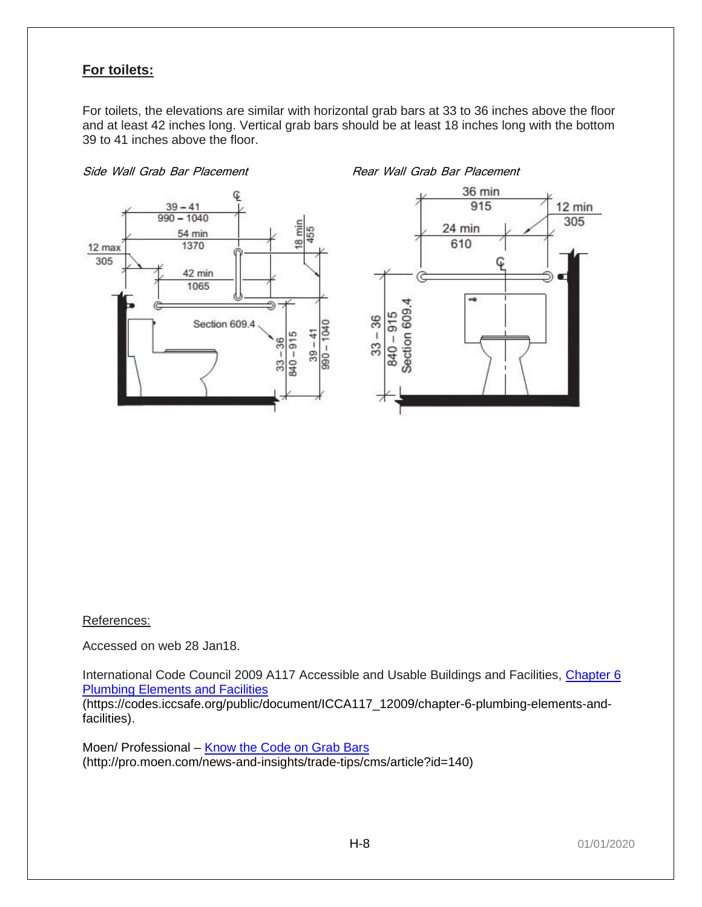## For toilets:

For toilets, the elevations are similar with horizontal grab bars at 33 to 36 inches above the floor and at least 42 inches long. Vertical grab bars should be at least 18 inches long with the bottom 39 to 41 inches above the floor.

*Side Wall Grab Bar Placement*

*Rear Wall Grab Bar Placement*

References:

Accessed on web 28 Jan18.

International Code Council 2009 A117 Accessible and Usable Buildings and Facilities, [Chapter 6 Plumbing Elements and Facilities](https://codes.iccsafe.org/public/document/ICCA117_12009/chapter-6-plumbing-elements-and-facilities) (https://codes.iccsafe.org/public/document/ICCA117_12009/chapter-6-plumbing-elements-and-facilities).

Moen/ Professional – [Know the Code on Grab Bars](http://pro.moen.com/news-and-insights/trade-tips/cms/article?id=140) (http://pro.moen.com/news-and-insights/trade-tips/cms/article?id=140)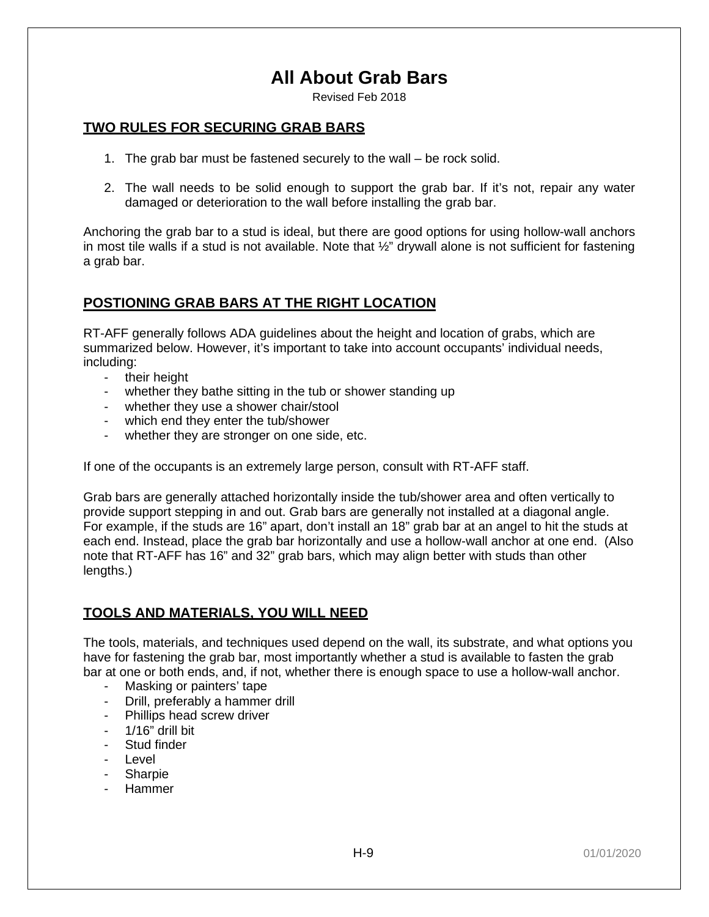# All About Grab Bars

Revised Feb 2018

## TWO RULES FOR SECURING GRAB BARS

1. The grab bar must be fastened securely to the wall – be rock solid.
2. The wall needs to be solid enough to support the grab bar. If it's not, repair any water damaged or deterioration to the wall before installing the grab bar.

Anchoring the grab bar to a stud is ideal, but there are good options for using hollow-wall anchors in most tile walls if a stud is not available. Note that ½" drywall alone is not sufficient for fastening a grab bar.

## POSTIONING GRAB BARS AT THE RIGHT LOCATION

RT-AFF generally follows ADA guidelines about the height and location of grabs, which are summarized below. However, it's important to take into account occupants' individual needs, including:

- their height
- whether they bathe sitting in the tub or shower standing up
- whether they use a shower chair/stool
- which end they enter the tub/shower
- whether they are stronger on one side, etc.

If one of the occupants is an extremely large person, consult with RT-AFF staff.

Grab bars are generally attached horizontally inside the tub/shower area and often vertically to provide support stepping in and out. Grab bars are generally not installed at a diagonal angle. For example, if the studs are 16" apart, don't install an 18" grab bar at an angel to hit the studs at each end. Instead, place the grab bar horizontally and use a hollow-wall anchor at one end. (Also note that RT-AFF has 16" and 32" grab bars, which may align better with studs than other lengths.)

## TOOLS AND MATERIALS, YOU WILL NEED

The tools, materials, and techniques used depend on the wall, its substrate, and what options you have for fastening the grab bar, most importantly whether a stud is available to fasten the grab bar at one or both ends, and, if not, whether there is enough space to use a hollow-wall anchor.

- Masking or painters' tape
- Drill, preferably a hammer drill
- Phillips head screw driver
- 1/16" drill bit
- Stud finder
- Level
- Sharpie
- Hammer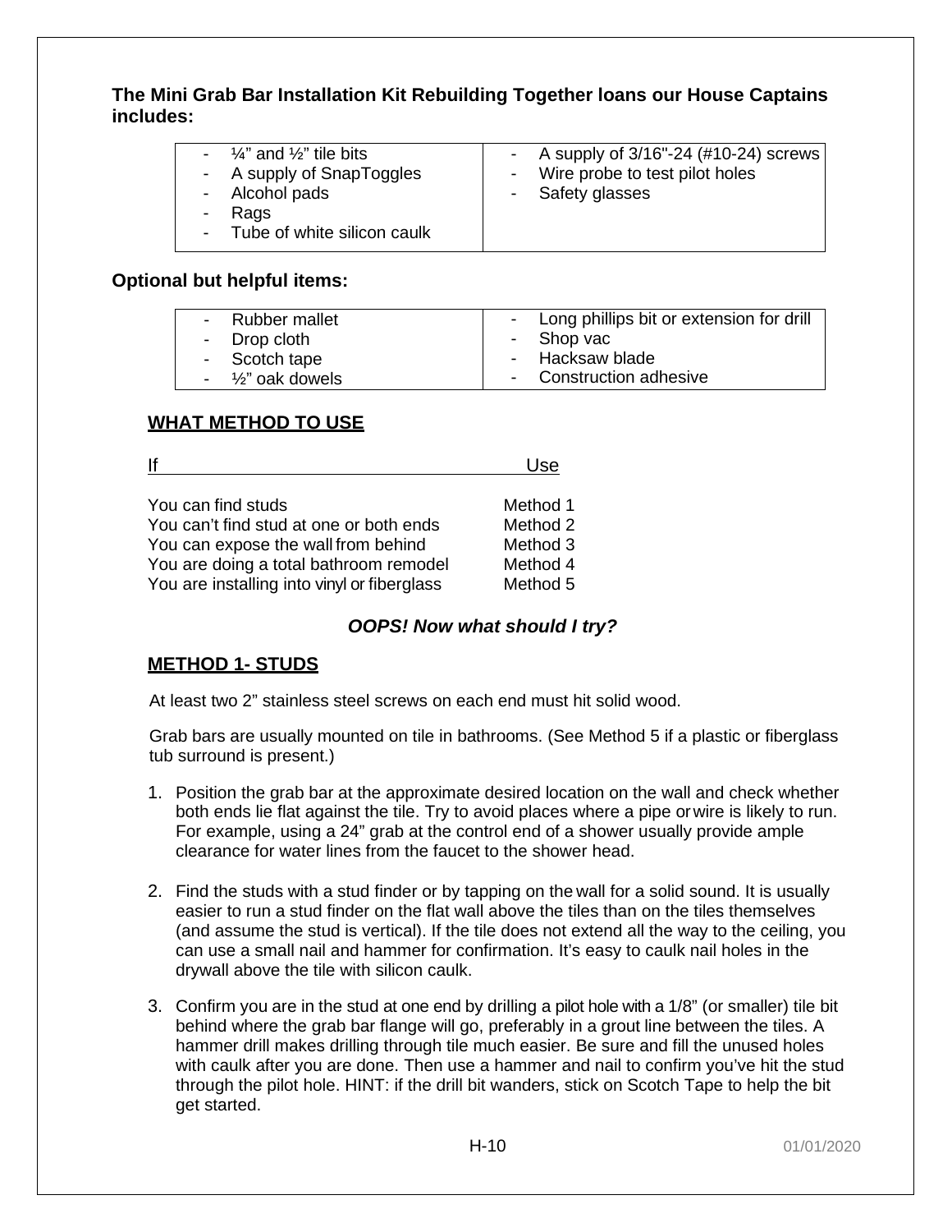**The Mini Grab Bar Installation Kit Rebuilding Together loans our House Captains includes:**

| | |
|---|---|
| - ¼” and ½” tile bits<br>- A supply of SnapToggles<br>- Alcohol pads<br>- Rags<br>- Tube of white silicon caulk | - A supply of 3/16"-24 (#10-24) screws<br>- Wire probe to test pilot holes<br>- Safety glasses |

**Optional but helpful items:**

| | |
|---|---|
| - Rubber mallet<br>- Drop cloth<br>- Scotch tape<br>- ½” oak dowels | - Long phillips bit or extension for drill<br>- Shop vac<br>- Hacksaw blade<br>- Construction adhesive |

## WHAT METHOD TO USE

| If | Use |
|---|---|
| You can find studs | Method 1 |
| You can’t find stud at one or both ends | Method 2 |
| You can expose the wall from behind | Method 3 |
| You are doing a total bathroom remodel | Method 4 |
| You are installing into vinyl or fiberglass | Method 5 |

***OOPS! Now what should I try?***

## METHOD 1- STUDS

At least two 2” stainless steel screws on each end must hit solid wood.

Grab bars are usually mounted on tile in bathrooms. (See Method 5 if a plastic or fiberglass tub surround is present.)

1. Position the grab bar at the approximate desired location on the wall and check whether both ends lie flat against the tile. Try to avoid places where a pipe or wire is likely to run. For example, using a 24” grab at the control end of a shower usually provide ample clearance for water lines from the faucet to the shower head.

2. Find the studs with a stud finder or by tapping on the wall for a solid sound. It is usually easier to run a stud finder on the flat wall above the tiles than on the tiles themselves (and assume the stud is vertical). If the tile does not extend all the way to the ceiling, you can use a small nail and hammer for confirmation. It’s easy to caulk nail holes in the drywall above the tile with silicon caulk.

3. Confirm you are in the stud at one end by drilling a pilot hole with a 1/8” (or smaller) tile bit behind where the grab bar flange will go, preferably in a grout line between the tiles. A hammer drill makes drilling through tile much easier. Be sure and fill the unused holes with caulk after you are done. Then use a hammer and nail to confirm you’ve hit the stud through the pilot hole. HINT: if the drill bit wanders, stick on Scotch Tape to help the bit get started.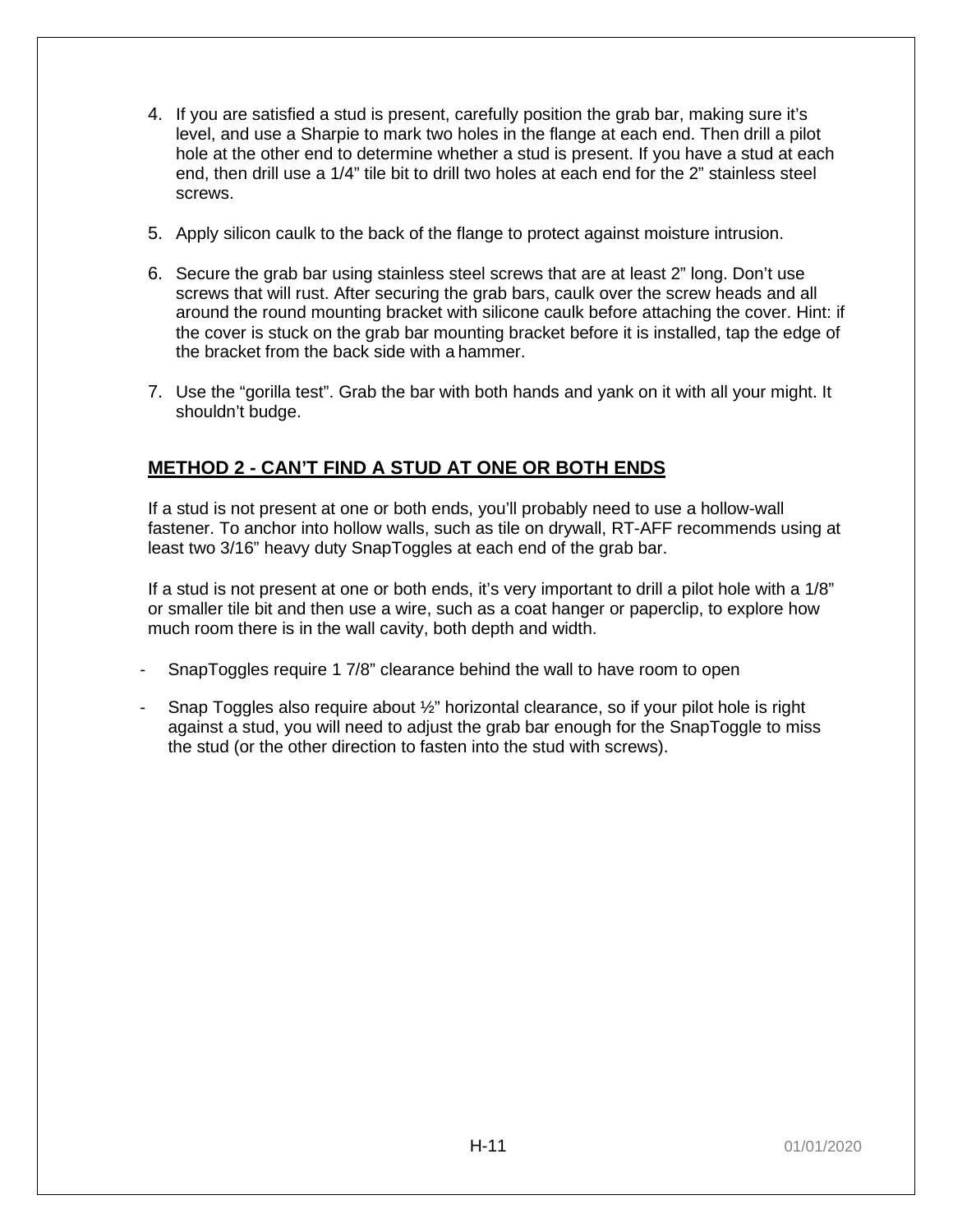4. If you are satisfied a stud is present, carefully position the grab bar, making sure it's level, and use a Sharpie to mark two holes in the flange at each end. Then drill a pilot hole at the other end to determine whether a stud is present. If you have a stud at each end, then drill use a 1/4" tile bit to drill two holes at each end for the 2" stainless steel screws.

5. Apply silicon caulk to the back of the flange to protect against moisture intrusion.

6. Secure the grab bar using stainless steel screws that are at least 2" long. Don't use screws that will rust. After securing the grab bars, caulk over the screw heads and all around the round mounting bracket with silicone caulk before attaching the cover. Hint: if the cover is stuck on the grab bar mounting bracket before it is installed, tap the edge of the bracket from the back side with a hammer.

7. Use the "gorilla test". Grab the bar with both hands and yank on it with all your might. It shouldn't budge.

## METHOD 2 - CAN'T FIND A STUD AT ONE OR BOTH ENDS

If a stud is not present at one or both ends, you'll probably need to use a hollow-wall fastener. To anchor into hollow walls, such as tile on drywall, RT-AFF recommends using at least two 3/16" heavy duty SnapToggles at each end of the grab bar.

If a stud is not present at one or both ends, it's very important to drill a pilot hole with a 1/8" or smaller tile bit and then use a wire, such as a coat hanger or paperclip, to explore how much room there is in the wall cavity, both depth and width.

- SnapToggles require 1 7/8" clearance behind the wall to have room to open
- Snap Toggles also require about ½" horizontal clearance, so if your pilot hole is right against a stud, you will need to adjust the grab bar enough for the SnapToggle to miss the stud (or the other direction to fasten into the stud with screws).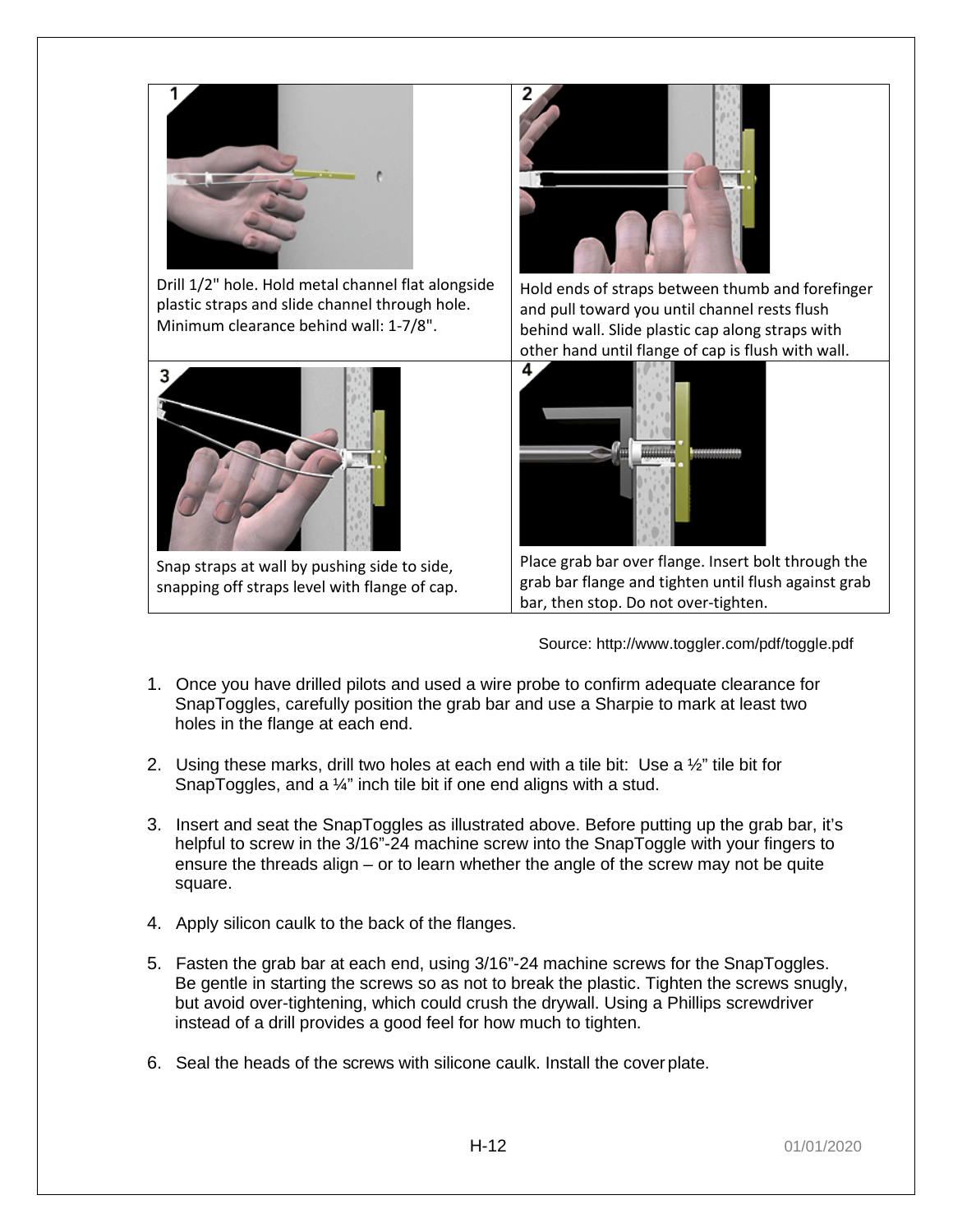| 1 | 2 |
| --- | --- |
| Drill 1/2" hole. Hold metal channel flat alongside plastic straps and slide channel through hole. Minimum clearance behind wall: 1-7/8". | Hold ends of straps between thumb and forefinger and pull toward you until channel rests flush behind wall. Slide plastic cap along straps with other hand until flange of cap is flush with wall. |
| **3** | **4** |
| Snap straps at wall by pushing side to side, snapping off straps level with flange of cap. | Place grab bar over flange. Insert bolt through the grab bar flange and tighten until flush against grab bar, then stop. Do not over-tighten. |

Source: http://www.toggler.com/pdf/toggle.pdf

1. Once you have drilled pilots and used a wire probe to confirm adequate clearance for SnapToggles, carefully position the grab bar and use a Sharpie to mark at least two holes in the flange at each end.

2. Using these marks, drill two holes at each end with a tile bit: Use a ½" tile bit for SnapToggles, and a ¼" inch tile bit if one end aligns with a stud.

3. Insert and seat the SnapToggles as illustrated above. Before putting up the grab bar, it's helpful to screw in the 3/16"-24 machine screw into the SnapToggle with your fingers to ensure the threads align – or to learn whether the angle of the screw may not be quite square.

4. Apply silicon caulk to the back of the flanges.

5. Fasten the grab bar at each end, using 3/16"-24 machine screws for the SnapToggles. Be gentle in starting the screws so as not to break the plastic. Tighten the screws snugly, but avoid over-tightening, which could crush the drywall. Using a Phillips screwdriver instead of a drill provides a good feel for how much to tighten.

6. Seal the heads of the screws with silicone caulk. Install the cover plate.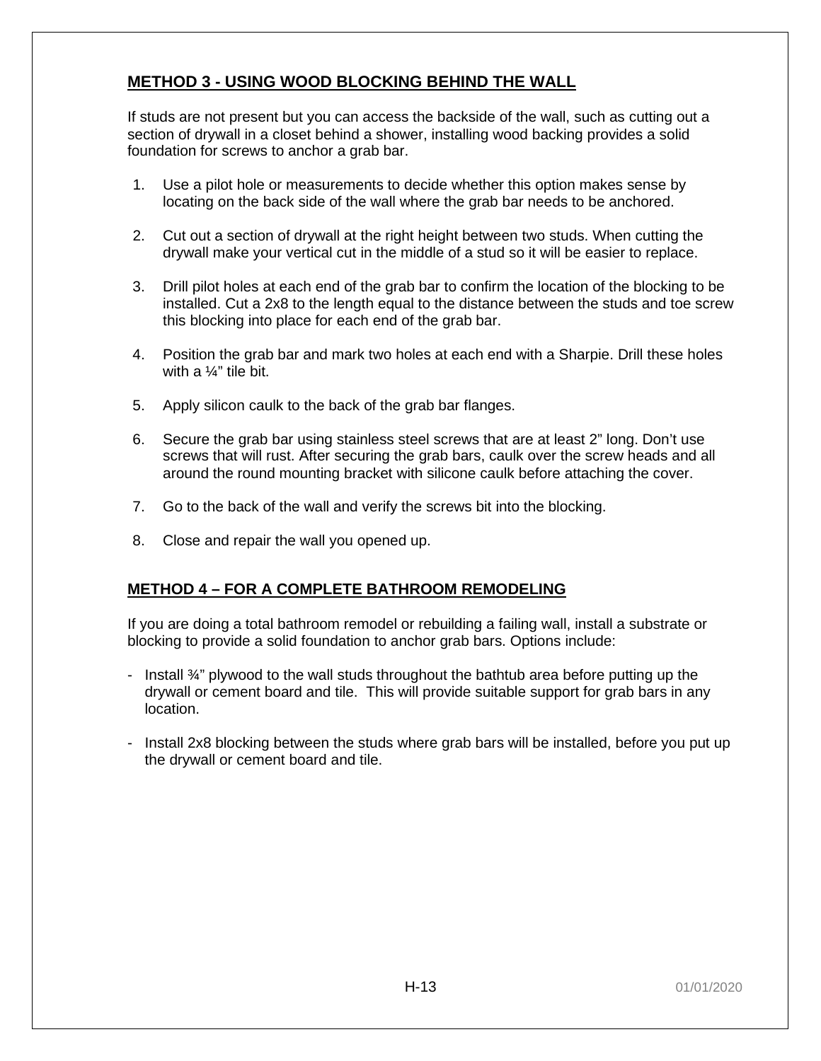## METHOD 3 - USING WOOD BLOCKING BEHIND THE WALL

If studs are not present but you can access the backside of the wall, such as cutting out a section of drywall in a closet behind a shower, installing wood backing provides a solid foundation for screws to anchor a grab bar.

1. Use a pilot hole or measurements to decide whether this option makes sense by locating on the back side of the wall where the grab bar needs to be anchored.
2. Cut out a section of drywall at the right height between two studs. When cutting the drywall make your vertical cut in the middle of a stud so it will be easier to replace.
3. Drill pilot holes at each end of the grab bar to confirm the location of the blocking to be installed. Cut a 2x8 to the length equal to the distance between the studs and toe screw this blocking into place for each end of the grab bar.
4. Position the grab bar and mark two holes at each end with a Sharpie. Drill these holes with a ¼" tile bit.
5. Apply silicon caulk to the back of the grab bar flanges.
6. Secure the grab bar using stainless steel screws that are at least 2" long. Don't use screws that will rust. After securing the grab bars, caulk over the screw heads and all around the round mounting bracket with silicone caulk before attaching the cover.
7. Go to the back of the wall and verify the screws bit into the blocking.
8. Close and repair the wall you opened up.

## METHOD 4 – FOR A COMPLETE BATHROOM REMODELING

If you are doing a total bathroom remodel or rebuilding a failing wall, install a substrate or blocking to provide a solid foundation to anchor grab bars. Options include:

- Install ¾" plywood to the wall studs throughout the bathtub area before putting up the drywall or cement board and tile. This will provide suitable support for grab bars in any location.
- Install 2x8 blocking between the studs where grab bars will be installed, before you put up the drywall or cement board and tile.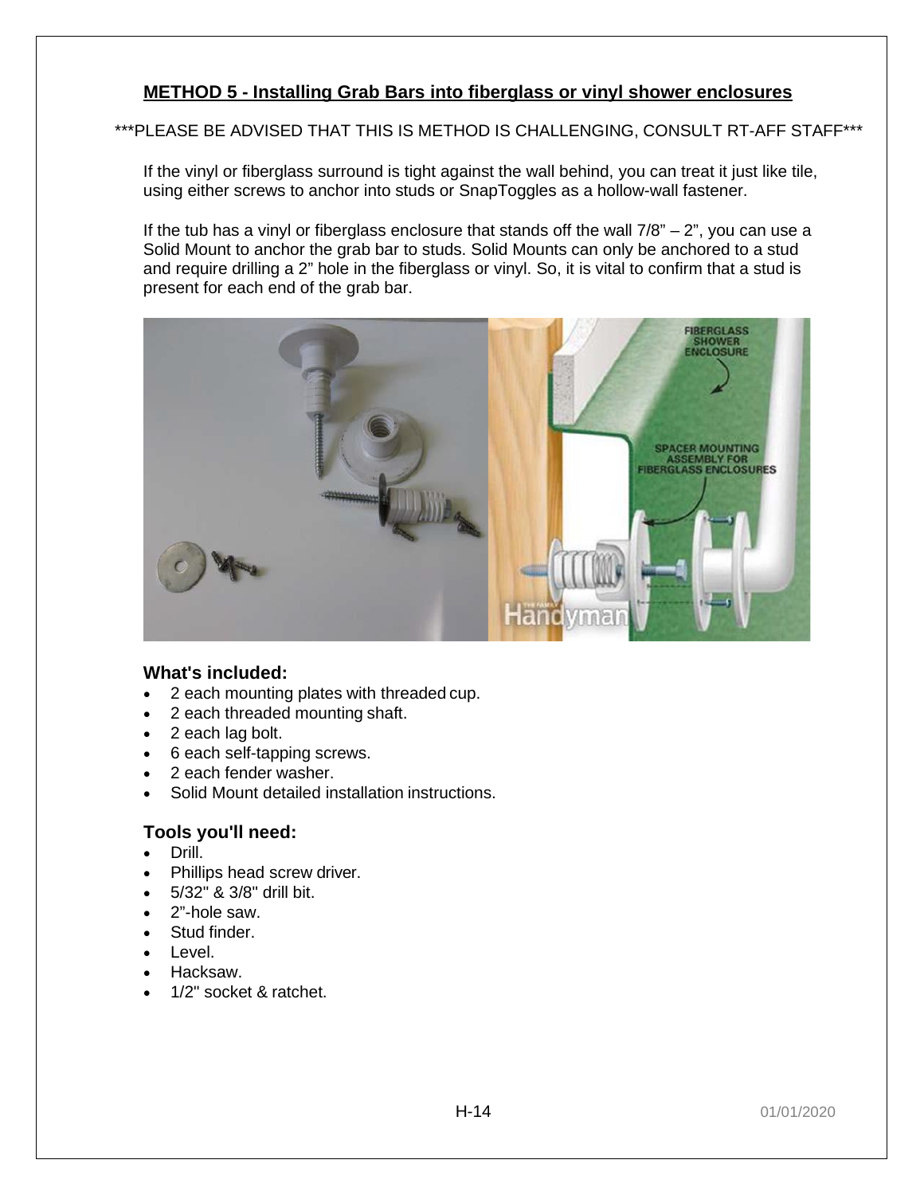## METHOD 5 - Installing Grab Bars into fiberglass or vinyl shower enclosures

***PLEASE BE ADVISED THAT THIS IS METHOD IS CHALLENGING, CONSULT RT-AFF STAFF***

If the vinyl or fiberglass surround is tight against the wall behind, you can treat it just like tile, using either screws to anchor into studs or SnapToggles as a hollow-wall fastener.

If the tub has a vinyl or fiberglass enclosure that stands off the wall 7/8" – 2", you can use a Solid Mount to anchor the grab bar to studs. Solid Mounts can only be anchored to a stud and require drilling a 2" hole in the fiberglass or vinyl. So, it is vital to confirm that a stud is present for each end of the grab bar.

### What's included:

- 2 each mounting plates with threaded cup.
- 2 each threaded mounting shaft.
- 2 each lag bolt.
- 6 each self-tapping screws.
- 2 each fender washer.
- Solid Mount detailed installation instructions.

### Tools you'll need:

- Drill.
- Phillips head screw driver.
- 5/32" & 3/8" drill bit.
- 2"-hole saw.
- Stud finder.
- Level.
- Hacksaw.
- 1/2" socket & ratchet.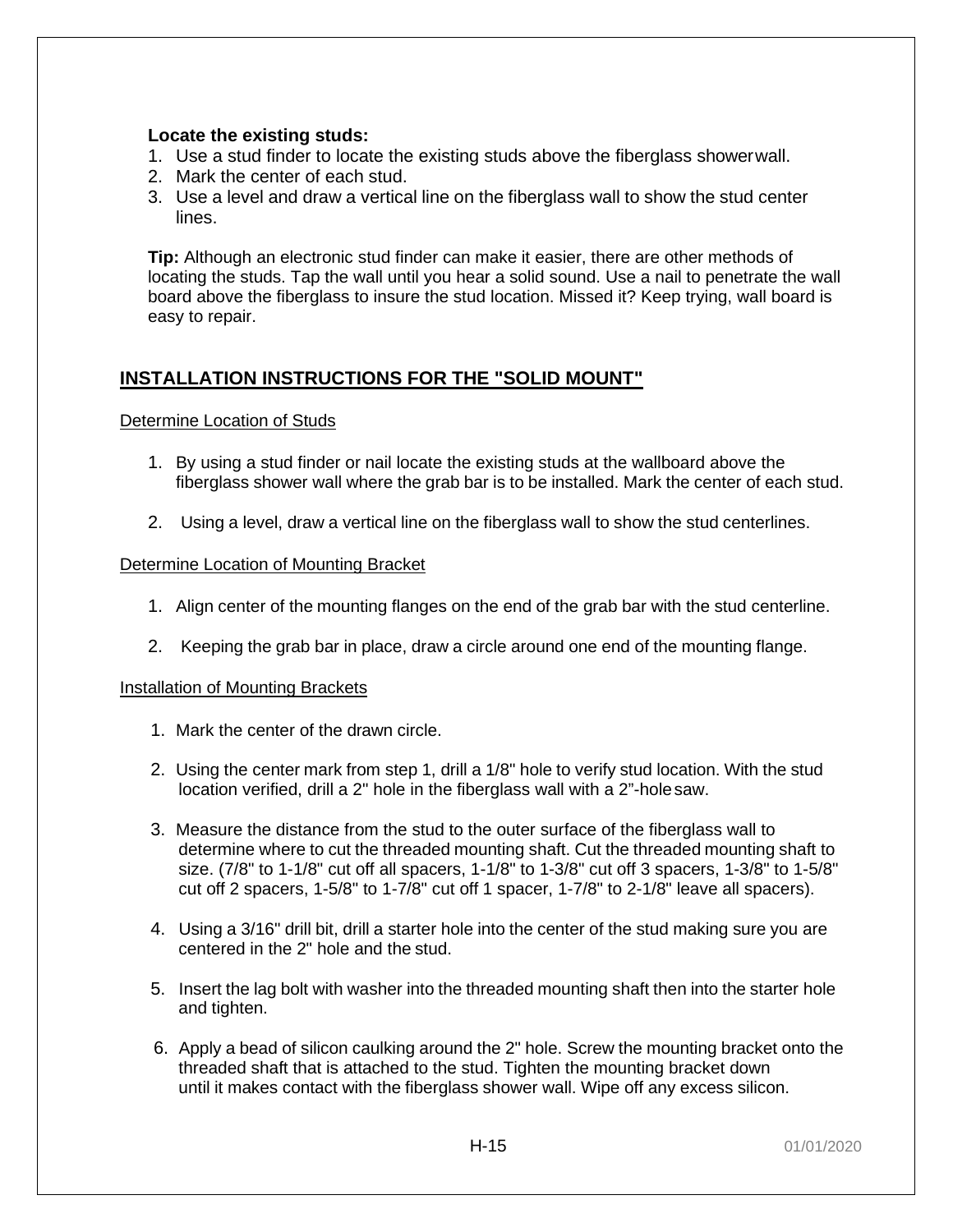**Locate the existing studs:**

1. Use a stud finder to locate the existing studs above the fiberglass shower wall.
2. Mark the center of each stud.
3. Use a level and draw a vertical line on the fiberglass wall to show the stud center lines.

**Tip:** Although an electronic stud finder can make it easier, there are other methods of locating the studs. Tap the wall until you hear a solid sound. Use a nail to penetrate the wall board above the fiberglass to insure the stud location. Missed it? Keep trying, wall board is easy to repair.

## INSTALLATION INSTRUCTIONS FOR THE "SOLID MOUNT"

### Determine Location of Studs

1. By using a stud finder or nail locate the existing studs at the wallboard above the fiberglass shower wall where the grab bar is to be installed. Mark the center of each stud.

2. Using a level, draw a vertical line on the fiberglass wall to show the stud centerlines.

### Determine Location of Mounting Bracket

1. Align center of the mounting flanges on the end of the grab bar with the stud centerline.

2. Keeping the grab bar in place, draw a circle around one end of the mounting flange.

### Installation of Mounting Brackets

1. Mark the center of the drawn circle.

2. Using the center mark from step 1, drill a 1/8" hole to verify stud location. With the stud location verified, drill a 2" hole in the fiberglass wall with a 2"-hole saw.

3. Measure the distance from the stud to the outer surface of the fiberglass wall to determine where to cut the threaded mounting shaft. Cut the threaded mounting shaft to size. (7/8" to 1-1/8" cut off all spacers, 1-1/8" to 1-3/8" cut off 3 spacers, 1-3/8" to 1-5/8" cut off 2 spacers, 1-5/8" to 1-7/8" cut off 1 spacer, 1-7/8" to 2-1/8" leave all spacers).

4. Using a 3/16" drill bit, drill a starter hole into the center of the stud making sure you are centered in the 2" hole and the stud.

5. Insert the lag bolt with washer into the threaded mounting shaft then into the starter hole and tighten.

6. Apply a bead of silicon caulking around the 2" hole. Screw the mounting bracket onto the threaded shaft that is attached to the stud. Tighten the mounting bracket down until it makes contact with the fiberglass shower wall. Wipe off any excess silicon.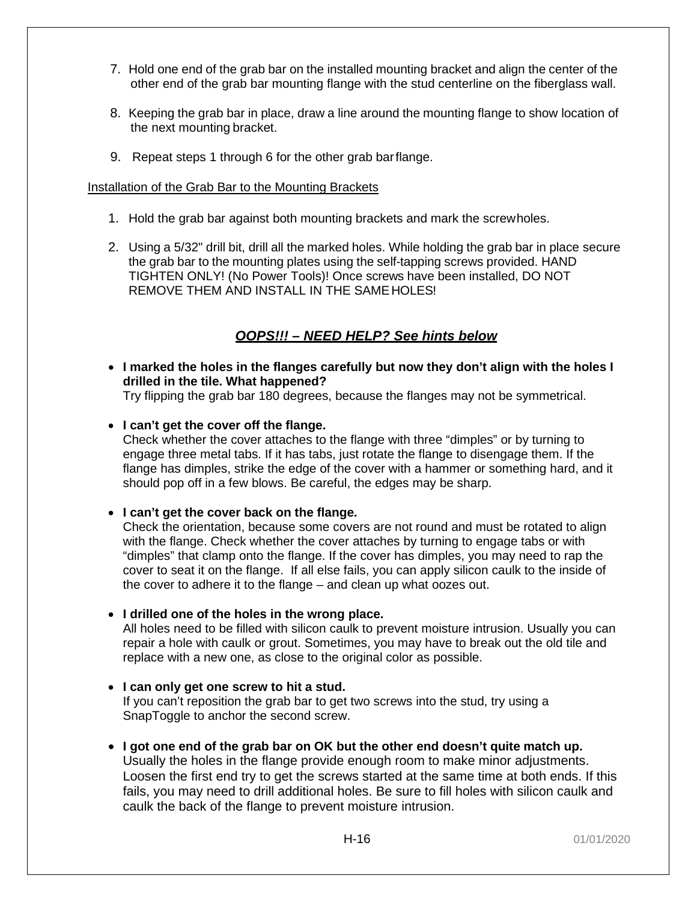7. Hold one end of the grab bar on the installed mounting bracket and align the center of the other end of the grab bar mounting flange with the stud centerline on the fiberglass wall.

8. Keeping the grab bar in place, draw a line around the mounting flange to show location of the next mounting bracket.

9. Repeat steps 1 through 6 for the other grab bar flange.

<u>Installation of the Grab Bar to the Mounting Brackets</u>

1. Hold the grab bar against both mounting brackets and mark the screw holes.

2. Using a 5/32" drill bit, drill all the marked holes. While holding the grab bar in place secure the grab bar to the mounting plates using the self-tapping screws provided. HAND TIGHTEN ONLY! (No Power Tools)! Once screws have been installed, DO NOT REMOVE THEM AND INSTALL IN THE SAME HOLES!

## ***<u>OOPS!!! – NEED HELP? See hints below</u>***

- **I marked the holes in the flanges carefully but now they don't align with the holes I drilled in the tile. What happened?**
  Try flipping the grab bar 180 degrees, because the flanges may not be symmetrical.

- **I can't get the cover off the flange.**
  Check whether the cover attaches to the flange with three "dimples" or by turning to engage three metal tabs. If it has tabs, just rotate the flange to disengage them. If the flange has dimples, strike the edge of the cover with a hammer or something hard, and it should pop off in a few blows. Be careful, the edges may be sharp.

- **I can't get the cover back on the flange.**
  Check the orientation, because some covers are not round and must be rotated to align with the flange. Check whether the cover attaches by turning to engage tabs or with "dimples" that clamp onto the flange. If the cover has dimples, you may need to rap the cover to seat it on the flange. If all else fails, you can apply silicon caulk to the inside of the cover to adhere it to the flange – and clean up what oozes out.

- **I drilled one of the holes in the wrong place.**
  All holes need to be filled with silicon caulk to prevent moisture intrusion. Usually you can repair a hole with caulk or grout. Sometimes, you may have to break out the old tile and replace with a new one, as close to the original color as possible.

- **I can only get one screw to hit a stud.**
  If you can't reposition the grab bar to get two screws into the stud, try using a SnapToggle to anchor the second screw.

- **I got one end of the grab bar on OK but the other end doesn't quite match up.**
  Usually the holes in the flange provide enough room to make minor adjustments. Loosen the first end try to get the screws started at the same time at both ends. If this fails, you may need to drill additional holes. Be sure to fill holes with silicon caulk and caulk the back of the flange to prevent moisture intrusion.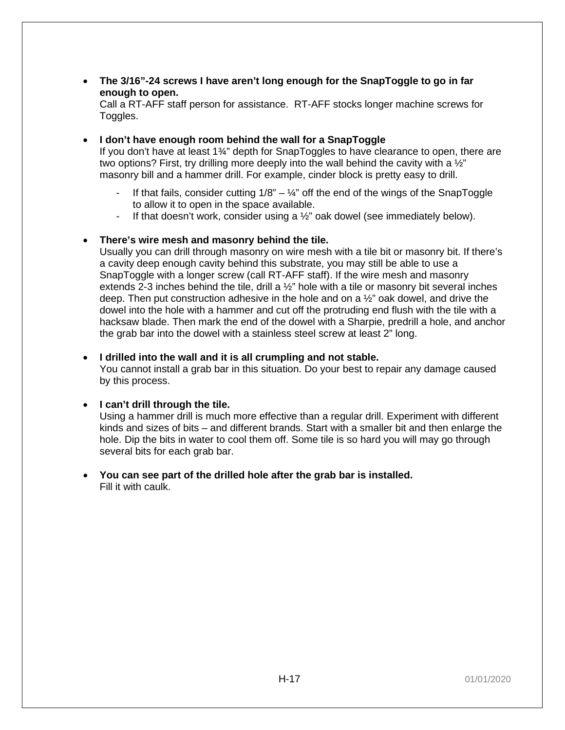- **The 3/16”-24 screws I have aren’t long enough for the SnapToggle to go in far enough to open.**
  Call a RT-AFF staff person for assistance. RT-AFF stocks longer machine screws for Toggles.

- **I don’t have enough room behind the wall for a SnapToggle**
  If you don’t have at least 1¾” depth for SnapToggles to have clearance to open, there are two options? First, try drilling more deeply into the wall behind the cavity with a ½” masonry bill and a hammer drill. For example, cinder block is pretty easy to drill.

  - If that fails, consider cutting 1/8” – ¼” off the end of the wings of the SnapToggle to allow it to open in the space available.
  - If that doesn’t work, consider using a ½” oak dowel (see immediately below).

- **There’s wire mesh and masonry behind the tile.**
  Usually you can drill through masonry on wire mesh with a tile bit or masonry bit. If there’s a cavity deep enough cavity behind this substrate, you may still be able to use a SnapToggle with a longer screw (call RT-AFF staff). If the wire mesh and masonry extends 2-3 inches behind the tile, drill a ½” hole with a tile or masonry bit several inches deep. Then put construction adhesive in the hole and on a ½” oak dowel, and drive the dowel into the hole with a hammer and cut off the protruding end flush with the tile with a hacksaw blade. Then mark the end of the dowel with a Sharpie, predrill a hole, and anchor the grab bar into the dowel with a stainless steel screw at least 2” long.

- **I drilled into the wall and it is all crumpling and not stable.**
  You cannot install a grab bar in this situation. Do your best to repair any damage caused by this process.

- **I can’t drill through the tile.**
  Using a hammer drill is much more effective than a regular drill. Experiment with different kinds and sizes of bits – and different brands. Start with a smaller bit and then enlarge the hole. Dip the bits in water to cool them off. Some tile is so hard you will may go through several bits for each grab bar.

- **You can see part of the drilled hole after the grab bar is installed.**
  Fill it with caulk.